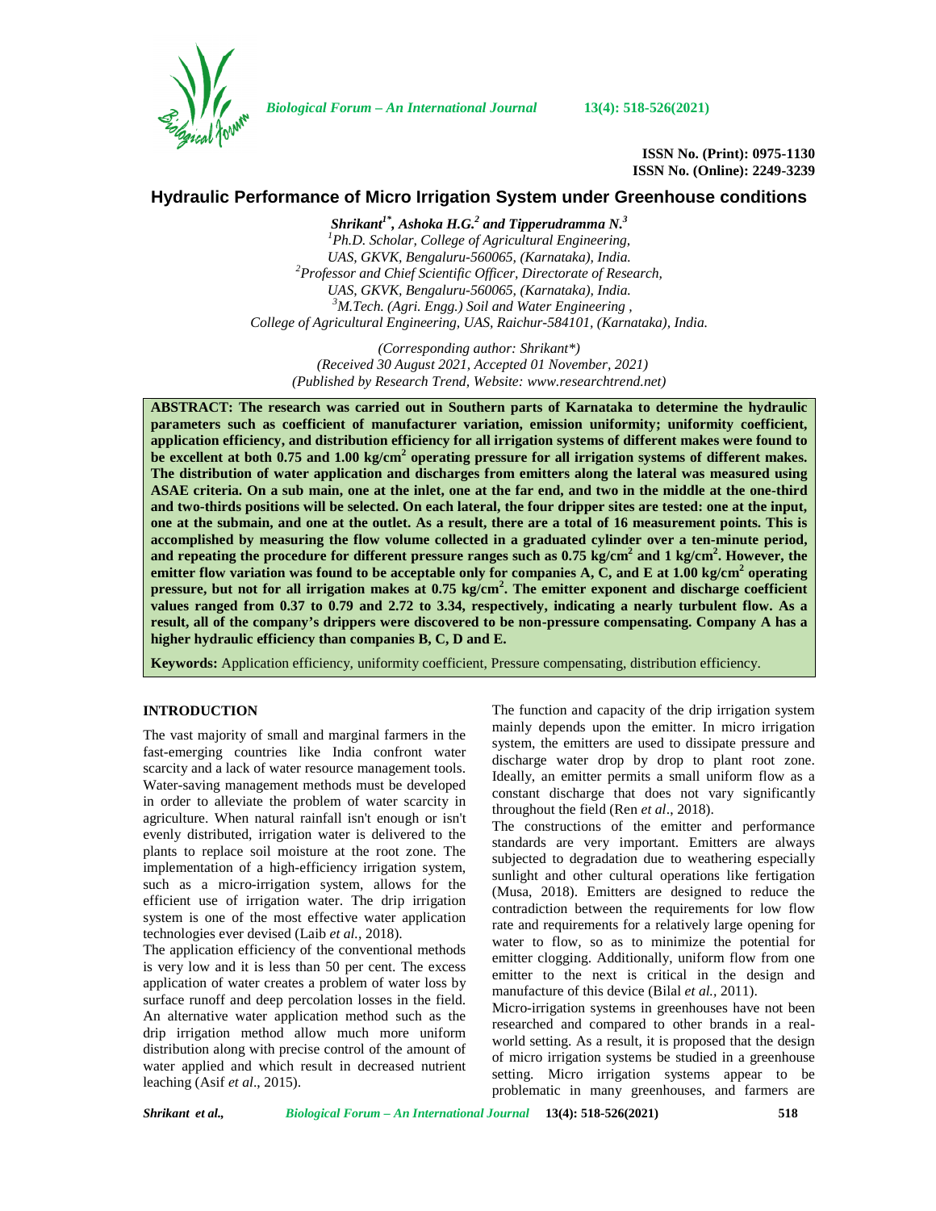# Hydraulic Performance of Micro Irrigation System under Greenhouse conditions

***Shrikant[1*], Ashoka H.G.[2] and Tipperudramma N.[3]***

*[1]Ph.D. Scholar, College of Agricultural Engineering, UAS, GKVK, Bengaluru-560065, (Karnataka), India.*
*[2]Professor and Chief Scientific Officer, Directorate of Research, UAS, GKVK, Bengaluru-560065, (Karnataka), India.*
*[3]M.Tech. (Agri. Engg.) Soil and Water Engineering , College of Agricultural Engineering, UAS, Raichur-584101, (Karnataka), India.*

*(Corresponding author: Shrikant*)*
*(Received 30 August 2021, Accepted 01 November, 2021)*
*(Published by Research Trend, Website: www.researchtrend.net)*

**ABSTRACT: The research was carried out in Southern parts of Karnataka to determine the hydraulic parameters such as coefficient of manufacturer variation, emission uniformity; uniformity coefficient, application efficiency, and distribution efficiency for all irrigation systems of different makes were found to be excellent at both 0.75 and 1.00 kg/cm$^2$ operating pressure for all irrigation systems of different makes. The distribution of water application and discharges from emitters along the lateral was measured using ASAE criteria. On a sub main, one at the inlet, one at the far end, and two in the middle at the one-third and two-thirds positions will be selected. On each lateral, the four dripper sites are tested: one at the input, one at the submain, and one at the outlet. As a result, there are a total of 16 measurement points. This is accomplished by measuring the flow volume collected in a graduated cylinder over a ten-minute period, and repeating the procedure for different pressure ranges such as 0.75 kg/cm$^2$ and 1 kg/cm$^2$. However, the emitter flow variation was found to be acceptable only for companies A, C, and E at 1.00 kg/cm$^2$ operating pressure, but not for all irrigation makes at 0.75 kg/cm$^2$. The emitter exponent and discharge coefficient values ranged from 0.37 to 0.79 and 2.72 to 3.34, respectively, indicating a nearly turbulent flow. As a result, all of the company's drippers were discovered to be non-pressure compensating. Company A has a higher hydraulic efficiency than companies B, C, D and E.**

**Keywords:** Application efficiency, uniformity coefficient, Pressure compensating, distribution efficiency.

## INTRODUCTION

The vast majority of small and marginal farmers in the fast-emerging countries like India confront water scarcity and a lack of water resource management tools. Water-saving management methods must be developed in order to alleviate the problem of water scarcity in agriculture. When natural rainfall isn't enough or isn't evenly distributed, irrigation water is delivered to the plants to replace soil moisture at the root zone. The implementation of a high-efficiency irrigation system, such as a micro-irrigation system, allows for the efficient use of irrigation water. The drip irrigation system is one of the most effective water application technologies ever devised (Laib *et al.,* 2018).

The application efficiency of the conventional methods is very low and it is less than 50 per cent. The excess application of water creates a problem of water loss by surface runoff and deep percolation losses in the field. An alternative water application method such as the drip irrigation method allow much more uniform distribution along with precise control of the amount of water applied and which result in decreased nutrient leaching (Asif *et al*., 2015).

The function and capacity of the drip irrigation system mainly depends upon the emitter. In micro irrigation system, the emitters are used to dissipate pressure and discharge water drop by drop to plant root zone. Ideally, an emitter permits a small uniform flow as a constant discharge that does not vary significantly throughout the field (Ren *et al*., 2018).

The constructions of the emitter and performance standards are very important. Emitters are always subjected to degradation due to weathering especially sunlight and other cultural operations like fertigation (Musa, 2018). Emitters are designed to reduce the contradiction between the requirements for low flow rate and requirements for a relatively large opening for water to flow, so as to minimize the potential for emitter clogging. Additionally, uniform flow from one emitter to the next is critical in the design and manufacture of this device (Bilal *et al.,* 2011).

Micro-irrigation systems in greenhouses have not been researched and compared to other brands in a real-world setting. As a result, it is proposed that the design of micro irrigation systems be studied in a greenhouse setting. Micro irrigation systems appear to be problematic in many greenhouses, and farmers are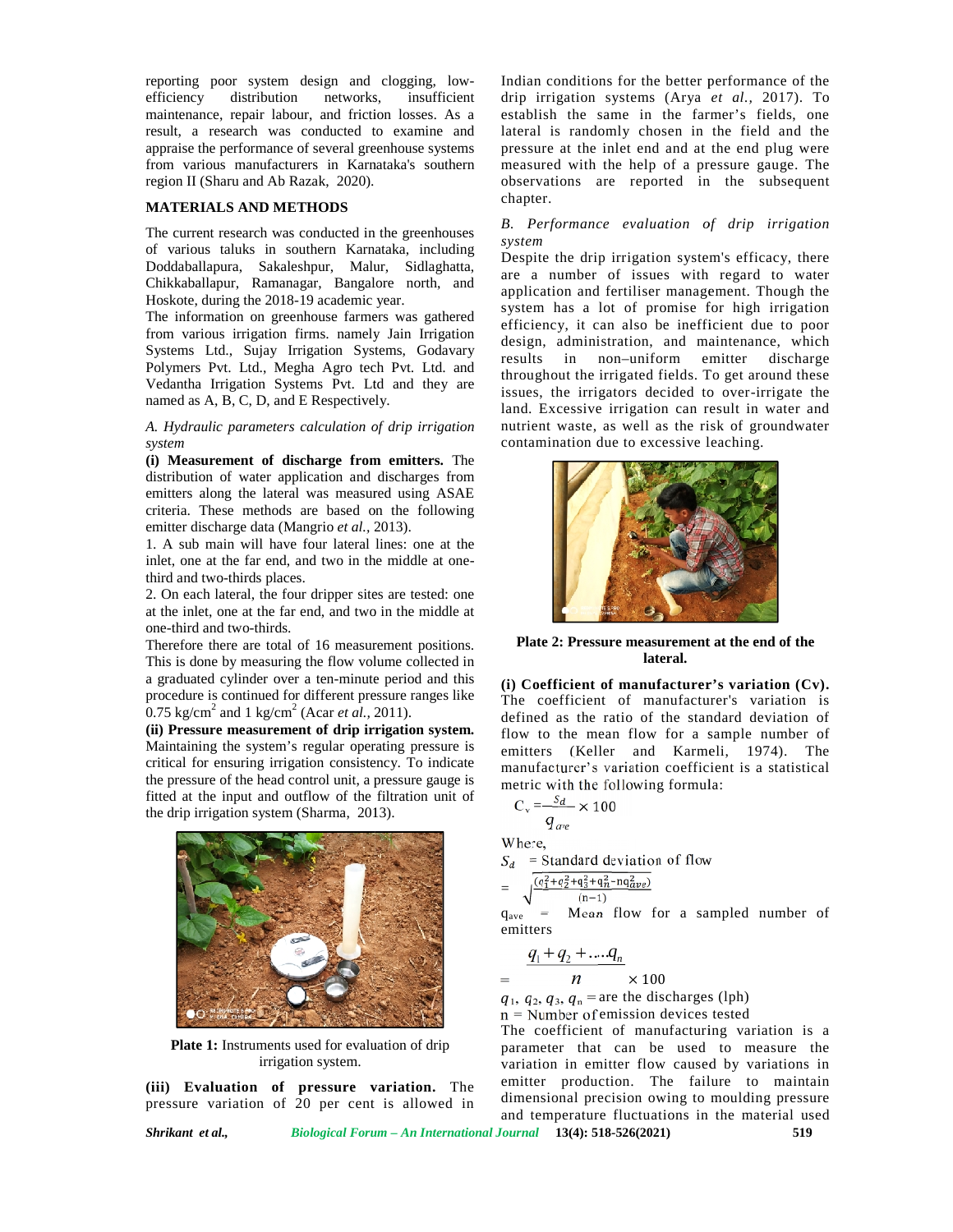reporting poor system design and clogging, low-efficiency distribution networks, insufficient maintenance, repair labour, and friction losses. As a result, a research was conducted to examine and appraise the performance of several greenhouse systems from various manufacturers in Karnataka's southern region II (Sharu and Ab Razak, 2020).

## MATERIALS AND METHODS

The current research was conducted in the greenhouses of various taluks in southern Karnataka, including Doddaballapura, Sakaleshpur, Malur, Sidlaghatta, Chikkaballapur, Ramanagar, Bangalore north, and Hoskote, during the 2018-19 academic year.

The information on greenhouse farmers was gathered from various irrigation firms. namely Jain Irrigation Systems Ltd., Sujay Irrigation Systems, Godavary Polymers Pvt. Ltd., Megha Agro tech Pvt. Ltd. and Vedantha Irrigation Systems Pvt. Ltd and they are named as A, B, C, D, and E Respectively.

### *A. Hydraulic parameters calculation of drip irrigation system*

**(i) Measurement of discharge from emitters.** The distribution of water application and discharges from emitters along the lateral was measured using ASAE criteria. These methods are based on the following emitter discharge data (Mangrio *et al.*, 2013).

1. A sub main will have four lateral lines: one at the inlet, one at the far end, and two in the middle at one-third and two-thirds places.
2. On each lateral, the four dripper sites are tested: one at the inlet, one at the far end, and two in the middle at one-third and two-thirds.

Therefore there are total of 16 measurement positions. This is done by measuring the flow volume collected in a graduated cylinder over a ten-minute period and this procedure is continued for different pressure ranges like 0.75 kg/cm$^2$ and 1 kg/cm$^2$ (Acar *et al.*, 2011).

**(ii) Pressure measurement of drip irrigation system.** Maintaining the system's regular operating pressure is critical for ensuring irrigation consistency. To indicate the pressure of the head control unit, a pressure gauge is fitted at the input and outflow of the filtration unit of the drip irrigation system (Sharma, 2013).

**Plate 1:** Instruments used for evaluation of drip irrigation system.

**(iii) Evaluation of pressure variation.** The pressure variation of 20 per cent is allowed in Indian conditions for the better performance of the drip irrigation systems (Arya *et al.*, 2017). To establish the same in the farmer's fields, one lateral is randomly chosen in the field and the pressure at the inlet end and at the end plug were measured with the help of a pressure gauge. The observations are reported in the subsequent chapter.

### *B. Performance evaluation of drip irrigation system*

Despite the drip irrigation system's efficacy, there are a number of issues with regard to water application and fertiliser management. Though the system has a lot of promise for high irrigation efficiency, it can also be inefficient due to poor design, administration, and maintenance, which results in non–uniform emitter discharge throughout the irrigated fields. To get around these issues, the irrigators decided to over-irrigate the land. Excessive irrigation can result in water and nutrient waste, as well as the risk of groundwater contamination due to excessive leaching.

**Plate 2: Pressure measurement at the end of the lateral.**

**(i) Coefficient of manufacturer's variation (Cv).** The coefficient of manufacturer's variation is defined as the ratio of the standard deviation of flow to the mean flow for a sample number of emitters (Keller and Karmeli, 1974). The manufacturer's variation coefficient is a statistical metric with the following formula:

$$C_v = \frac{S_d}{q_{ave}} \times 100$$

Where,

$S_d$ = Standard deviation of flow

$$= \sqrt{\frac{(q_1^2+q_2^2+q_3^2+q_n^2-nq_{ave}^2)}{(n-1)}}$$

$q_{ave}$ = Mean flow for a sampled number of emitters

$$= \frac{q_1+q_2+....q_n}{n} \times 100$$

$q_1$, $q_2$, $q_3$, $q_n$ = are the discharges (lph)

n = Number of emission devices tested

The coefficient of manufacturing variation is a parameter that can be used to measure the variation in emitter flow caused by variations in emitter production. The failure to maintain dimensional precision owing to moulding pressure and temperature fluctuations in the material used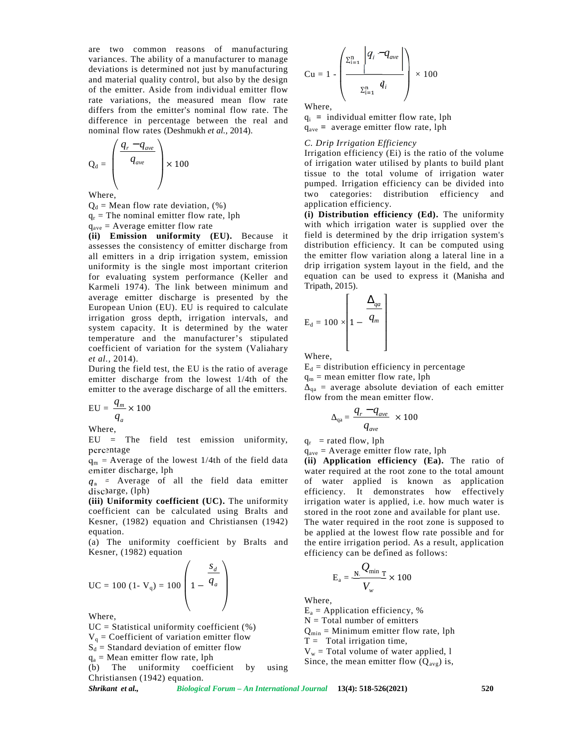are two common reasons of manufacturing variances. The ability of a manufacturer to manage deviations is determined not just by manufacturing and material quality control, but also by the design of the emitter. Aside from individual emitter flow rate variations, the measured mean flow rate differs from the emitter's nominal flow rate. The difference in percentage between the real and nominal flow rates (Deshmukh *et al.,* 2014).

$$Q_d = \left( \frac{q_r - q_{ave}}{q_{ave}} \right) \times 100$$

Where,

$Q_d$ = Mean flow rate deviation, (%)

$q_r$ = The nominal emitter flow rate, lph

$q_{ave}$ = Average emitter flow rate

**(ii) Emission uniformity (EU).** Because it assesses the consistency of emitter discharge from all emitters in a drip irrigation system, emission uniformity is the single most important criterion for evaluating system performance (Keller and Karmeli 1974). The link between minimum and average emitter discharge is presented by the European Union (EU). EU is required to calculate irrigation gross depth, irrigation intervals, and system capacity. It is determined by the water temperature and the manufacturer's stipulated coefficient of variation for the system (Valiahary *et al.,* 2014).

During the field test, the EU is the ratio of average emitter discharge from the lowest 1/4th of the emitter to the average discharge of all the emitters.

$$EU = \frac{q_m}{q_a} \times 100$$

Where,

EU = The field test emission uniformity, percentage

$q_m$ = Average of the lowest 1/4th of the field data emitter discharge, lph

$q_a$ = Average of all the field data emitter discharge, (lph)

**(iii) Uniformity coefficient (UC).** The uniformity coefficient can be calculated using Bralts and Kesner, (1982) equation and Christiansen (1942) equation.

(a) The uniformity coefficient by Bralts and Kesner, (1982) equation

$$UC = 100\,(1 - V_q) = 100 \left( 1 - \frac{s_d}{q_a} \right)$$

Where,

UC = Statistical uniformity coefficient (%)

$V_q$ = Coefficient of variation emitter flow

$S_d$ = Standard deviation of emitter flow

$q_a$ = Mean emitter flow rate, lph

(b) The uniformity coefficient by using Christiansen (1942) equation.

$$Cu = 1 - \left( \frac{\sum_{i=1}^{n} \left| q_i - q_{ave} \right|}{\sum_{i=1}^{n} q_i} \right) \times 100$$

Where,

$q_i$ = individual emitter flow rate, lph

$q_{ave}$ = average emitter flow rate, lph

*C. Drip Irrigation Efficiency*

Irrigation efficiency (Ei) is the ratio of the volume of irrigation water utilised by plants to build plant tissue to the total volume of irrigation water pumped. Irrigation efficiency can be divided into two categories: distribution efficiency and application efficiency.

**(i) Distribution efficiency (Ed).** The uniformity with which irrigation water is supplied over the field is determined by the drip irrigation system's distribution efficiency. It can be computed using the emitter flow variation along a lateral line in a drip irrigation system layout in the field, and the equation can be used to express it (Manisha and Tripath, 2015).

$$E_d = 100 \times \left[ 1 - \frac{\Delta_{qa}}{q_m} \right]$$

Where,

$E_d$ = distribution efficiency in percentage

$q_m$ = mean emitter flow rate, lph

$\Delta_{qa}$ = average absolute deviation of each emitter flow from the mean emitter flow.

$$\Delta_{qa} = \frac{q_r - q_{ave}}{q_{ave}} \times 100$$

$q_r$ = rated flow, lph

$q_{ave}$ = Average emitter flow rate, lph

**(ii) Application efficiency (Ea).** The ratio of water required at the root zone to the total amount of water applied is known as application efficiency. It demonstrates how effectively irrigation water is applied, i.e. how much water is stored in the root zone and available for plant use.

The water required in the root zone is supposed to be applied at the lowest flow rate possible and for the entire irrigation period. As a result, application efficiency can be defined as follows:

$$E_a = \frac{N\, Q_{min}\, T}{V_w} \times 100$$

Where,

$E_a$ = Application efficiency, %

N = Total number of emitters

$Q_{min}$ = Minimum emitter flow rate, lph

T = Total irrigation time,

$V_w$ = Total volume of water applied, l

Since, the mean emitter flow ($Q_{avg}$) is,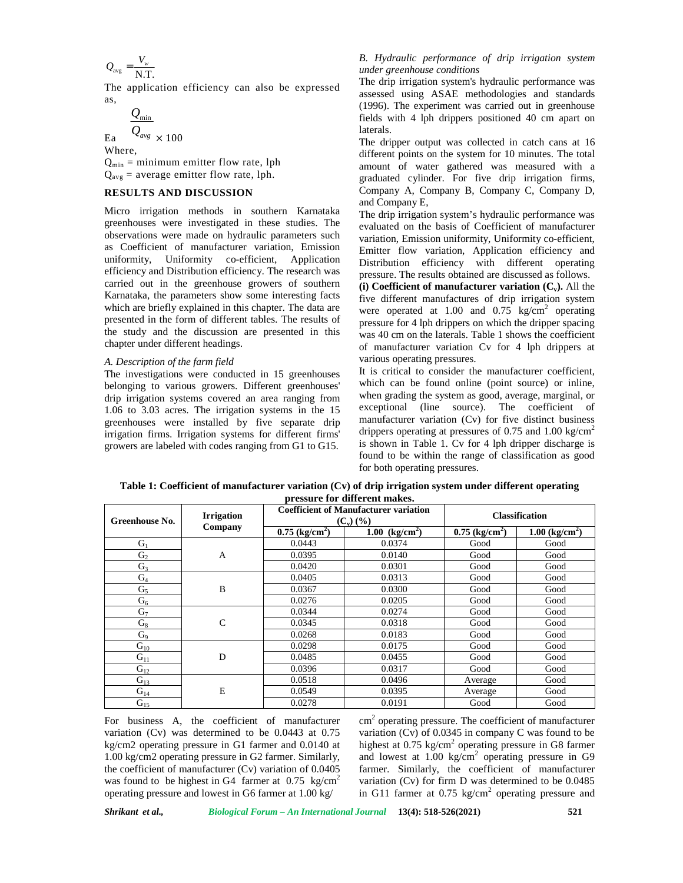$$Q_{avg} = \frac{V_w}{N.T.}$$

The application efficiency can also be expressed as,

$$Ea = \frac{Q_{min}}{Q_{avg}} \times 100$$

Where,

$Q_{min}$ = minimum emitter flow rate, lph

$Q_{avg}$ = average emitter flow rate, lph.

## RESULTS AND DISCUSSION

Micro irrigation methods in southern Karnataka greenhouses were investigated in these studies. The observations were made on hydraulic parameters such as Coefficient of manufacturer variation, Emission uniformity, Uniformity co-efficient, Application efficiency and Distribution efficiency. The research was carried out in the greenhouse growers of southern Karnataka, the parameters show some interesting facts which are briefly explained in this chapter. The data are presented in the form of different tables. The results of the study and the discussion are presented in this chapter under different headings.

*A. Description of the farm field*

The investigations were conducted in 15 greenhouses belonging to various growers. Different greenhouses' drip irrigation systems covered an area ranging from 1.06 to 3.03 acres. The irrigation systems in the 15 greenhouses were installed by five separate drip irrigation firms. Irrigation systems for different firms' growers are labeled with codes ranging from G1 to G15.

*B. Hydraulic performance of drip irrigation system under greenhouse conditions*

The drip irrigation system's hydraulic performance was assessed using ASAE methodologies and standards (1996). The experiment was carried out in greenhouse fields with 4 lph drippers positioned 40 cm apart on laterals.

The dripper output was collected in catch cans at 16 different points on the system for 10 minutes. The total amount of water gathered was measured with a graduated cylinder. For five drip irrigation firms, Company A, Company B, Company C, Company D, and Company E,

The drip irrigation system's hydraulic performance was evaluated on the basis of Coefficient of manufacturer variation, Emission uniformity, Uniformity co-efficient, Emitter flow variation, Application efficiency and Distribution efficiency with different operating pressure. The results obtained are discussed as follows.

**(i) Coefficient of manufacturer variation ($C_v$).** All the five different manufactures of drip irrigation system were operated at 1.00 and 0.75 kg/cm$^2$ operating pressure for 4 lph drippers on which the dripper spacing was 40 cm on the laterals. Table 1 shows the coefficient of manufacturer variation Cv for 4 lph drippers at various operating pressures.

It is critical to consider the manufacturer coefficient, which can be found online (point source) or inline, when grading the system as good, average, marginal, or exceptional (line source). The coefficient of manufacturer variation (Cv) for five distinct business drippers operating at pressures of 0.75 and 1.00 kg/cm$^2$ is shown in Table 1. Cv for 4 lph dripper discharge is found to be within the range of classification as good for both operating pressures.

**Table 1: Coefficient of manufacturer variation (Cv) of drip irrigation system under different operating pressure for different makes.**

| Greenhouse No. | Irrigation Company | Coefficient of Manufacturer variation ($C_v$) (%) | | Classification | |
|---|---|---|---|---|---|
| | | 0.75 (kg/cm$^2$) | 1.00 (kg/cm$^2$) | 0.75 (kg/cm$^2$) | 1.00 (kg/cm$^2$) |
| $G_1$ | A | 0.0443 | 0.0374 | Good | Good |
| $G_2$ | | 0.0395 | 0.0140 | Good | Good |
| $G_3$ | | 0.0420 | 0.0301 | Good | Good |
| $G_4$ | B | 0.0405 | 0.0313 | Good | Good |
| $G_5$ | | 0.0367 | 0.0300 | Good | Good |
| $G_6$ | | 0.0276 | 0.0205 | Good | Good |
| $G_7$ | C | 0.0344 | 0.0274 | Good | Good |
| $G_8$ | | 0.0345 | 0.0318 | Good | Good |
| $G_9$ | | 0.0268 | 0.0183 | Good | Good |
| $G_{10}$ | D | 0.0298 | 0.0175 | Good | Good |
| $G_{11}$ | | 0.0485 | 0.0455 | Good | Good |
| $G_{12}$ | | 0.0396 | 0.0317 | Good | Good |
| $G_{13}$ | E | 0.0518 | 0.0496 | Average | Good |
| $G_{14}$ | | 0.0549 | 0.0395 | Average | Good |
| $G_{15}$ | | 0.0278 | 0.0191 | Good | Good |

For business A, the coefficient of manufacturer variation (Cv) was determined to be 0.0443 at 0.75 kg/cm2 operating pressure in G1 farmer and 0.0140 at 1.00 kg/cm2 operating pressure in G2 farmer. Similarly, the coefficient of manufacturer (Cv) variation of 0.0405 was found to be highest in G4 farmer at 0.75 kg/cm$^2$ operating pressure and lowest in G6 farmer at 1.00 kg/cm$^2$ operating pressure. The coefficient of manufacturer variation (Cv) of 0.0345 in company C was found to be highest at 0.75 kg/cm$^2$ operating pressure in G8 farmer and lowest at 1.00 kg/cm$^2$ operating pressure in G9 farmer. Similarly, the coefficient of manufacturer variation (Cv) for firm D was determined to be 0.0485 in G11 farmer at 0.75 kg/cm$^2$ operating pressure and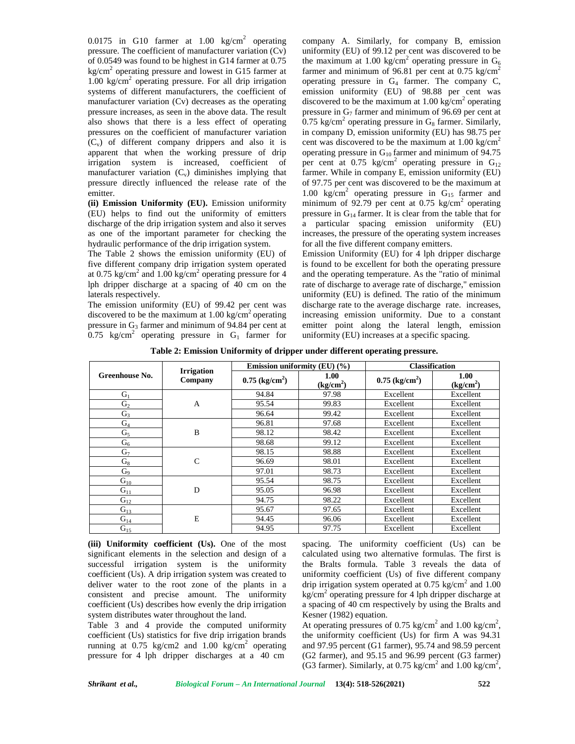0.0175 in G10 farmer at 1.00 $kg/cm^2$ operating pressure. The coefficient of manufacturer variation (Cv) of 0.0549 was found to be highest in G14 farmer at 0.75 $kg/cm^2$ operating pressure and lowest in G15 farmer at 1.00 $kg/cm^2$ operating pressure. For all drip irrigation systems of different manufacturers, the coefficient of manufacturer variation (Cv) decreases as the operating pressure increases, as seen in the above data. The result also shows that there is a less effect of operating pressures on the coefficient of manufacturer variation ($C_v$) of different company drippers and also it is apparent that when the working pressure of drip irrigation system is increased, coefficient of manufacturer variation ($C_v$) diminishes implying that pressure directly influenced the release rate of the emitter.

**(ii) Emission Uniformity (EU).** Emission uniformity (EU) helps to find out the uniformity of emitters discharge of the drip irrigation system and also it serves as one of the important parameter for checking the hydraulic performance of the drip irrigation system.

The Table 2 shows the emission uniformity (EU) of five different company drip irrigation system operated at 0.75 $kg/cm^2$ and 1.00 $kg/cm^2$ operating pressure for 4 lph dripper discharge at a spacing of 40 cm on the laterals respectively.

The emission uniformity (EU) of 99.42 per cent was discovered to be the maximum at 1.00 $kg/cm^2$ operating pressure in $G_3$ farmer and minimum of 94.84 per cent at 0.75 $kg/cm^2$ operating pressure in $G_1$ farmer for company A. Similarly, for company B, emission uniformity (EU) of 99.12 per cent was discovered to be the maximum at 1.00 $kg/cm^2$ operating pressure in $G_6$ farmer and minimum of 96.81 per cent at 0.75 $kg/cm^2$ operating pressure in $G_4$ farmer. The company C, emission uniformity (EU) of 98.88 per cent was discovered to be the maximum at 1.00 $kg/cm^2$ operating pressure in $G_7$ farmer and minimum of 96.69 per cent at 0.75 $kg/cm^2$ operating pressure in $G_8$ farmer. Similarly, in company D, emission uniformity (EU) has 98.75 per cent was discovered to be the maximum at 1.00 $kg/cm^2$ operating pressure in $G_{10}$ farmer and minimum of 94.75 per cent at 0.75 $kg/cm^2$ operating pressure in $G_{12}$ farmer. While in company E, emission uniformity (EU) of 97.75 per cent was discovered to be the maximum at 1.00 $kg/cm^2$ operating pressure in $G_{15}$ farmer and minimum of 92.79 per cent at 0.75 $kg/cm^2$ operating pressure in $G_{14}$ farmer. It is clear from the table that for a particular spacing emission uniformity (EU) increases, the pressure of the operating system increases for all the five different company emitters.

Emission Uniformity (EU) for 4 lph dripper discharge is found to be excellent for both the operating pressure and the operating temperature. As the "ratio of minimal rate of discharge to average rate of discharge," emission uniformity (EU) is defined. The ratio of the minimum discharge rate to the average discharge rate. increases, increasing emission uniformity. Due to a constant emitter point along the lateral length, emission uniformity (EU) increases at a specific spacing.

**Table 2: Emission Uniformity of dripper under different operating pressure.**

| Greenhouse No. | Irrigation Company | Emission uniformity (EU) (%) | | Classification | |
|---|---|---|---|---|---|
| | | 0.75 ($kg/cm^2$) | 1.00 ($kg/cm^2$) | 0.75 ($kg/cm^2$) | 1.00 ($kg/cm^2$) |
| $G_1$ | A | 94.84 | 97.98 | Excellent | Excellent |
| $G_2$ | | 95.54 | 99.83 | Excellent | Excellent |
| $G_3$ | | 96.64 | 99.42 | Excellent | Excellent |
| $G_4$ | B | 96.81 | 97.68 | Excellent | Excellent |
| $G_5$ | | 98.12 | 98.42 | Excellent | Excellent |
| $G_6$ | | 98.68 | 99.12 | Excellent | Excellent |
| $G_7$ | C | 98.15 | 98.88 | Excellent | Excellent |
| $G_8$ | | 96.69 | 98.01 | Excellent | Excellent |
| $G_9$ | | 97.01 | 98.73 | Excellent | Excellent |
| $G_{10}$ | D | 95.54 | 98.75 | Excellent | Excellent |
| $G_{11}$ | | 95.05 | 96.98 | Excellent | Excellent |
| $G_{12}$ | | 94.75 | 98.22 | Excellent | Excellent |
| $G_{13}$ | E | 95.67 | 97.65 | Excellent | Excellent |
| $G_{14}$ | | 94.45 | 96.06 | Excellent | Excellent |
| $G_{15}$ | | 94.95 | 97.75 | Excellent | Excellent |

**(iii) Uniformity coefficient (Us).** One of the most significant elements in the selection and design of a successful irrigation system is the uniformity coefficient (Us). A drip irrigation system was created to deliver water to the root zone of the plants in a consistent and precise amount. The uniformity coefficient (Us) describes how evenly the drip irrigation system distributes water throughout the land.

Table 3 and 4 provide the computed uniformity coefficient (Us) statistics for five drip irrigation brands running at 0.75 kg/cm2 and 1.00 $kg/cm^2$ operating pressure for 4 lph dripper discharges at a 40 cm spacing. The uniformity coefficient (Us) can be calculated using two alternative formulas. The first is the Bralts formula. Table 3 reveals the data of uniformity coefficient (Us) of five different company drip irrigation system operated at 0.75 $kg/cm^2$ and 1.00 $kg/cm^2$ operating pressure for 4 lph dripper discharge at a spacing of 40 cm respectively by using the Bralts and Kesner (1982) equation.

At operating pressures of 0.75 $kg/cm^2$ and 1.00 $kg/cm^2$, the uniformity coefficient (Us) for firm A was 94.31 and 97.95 percent (G1 farmer), 95.74 and 98.59 percent (G2 farmer), and 95.15 and 96.99 percent (G3 farmer) (G3 farmer). Similarly, at 0.75 $kg/cm^2$ and 1.00 $kg/cm^2$,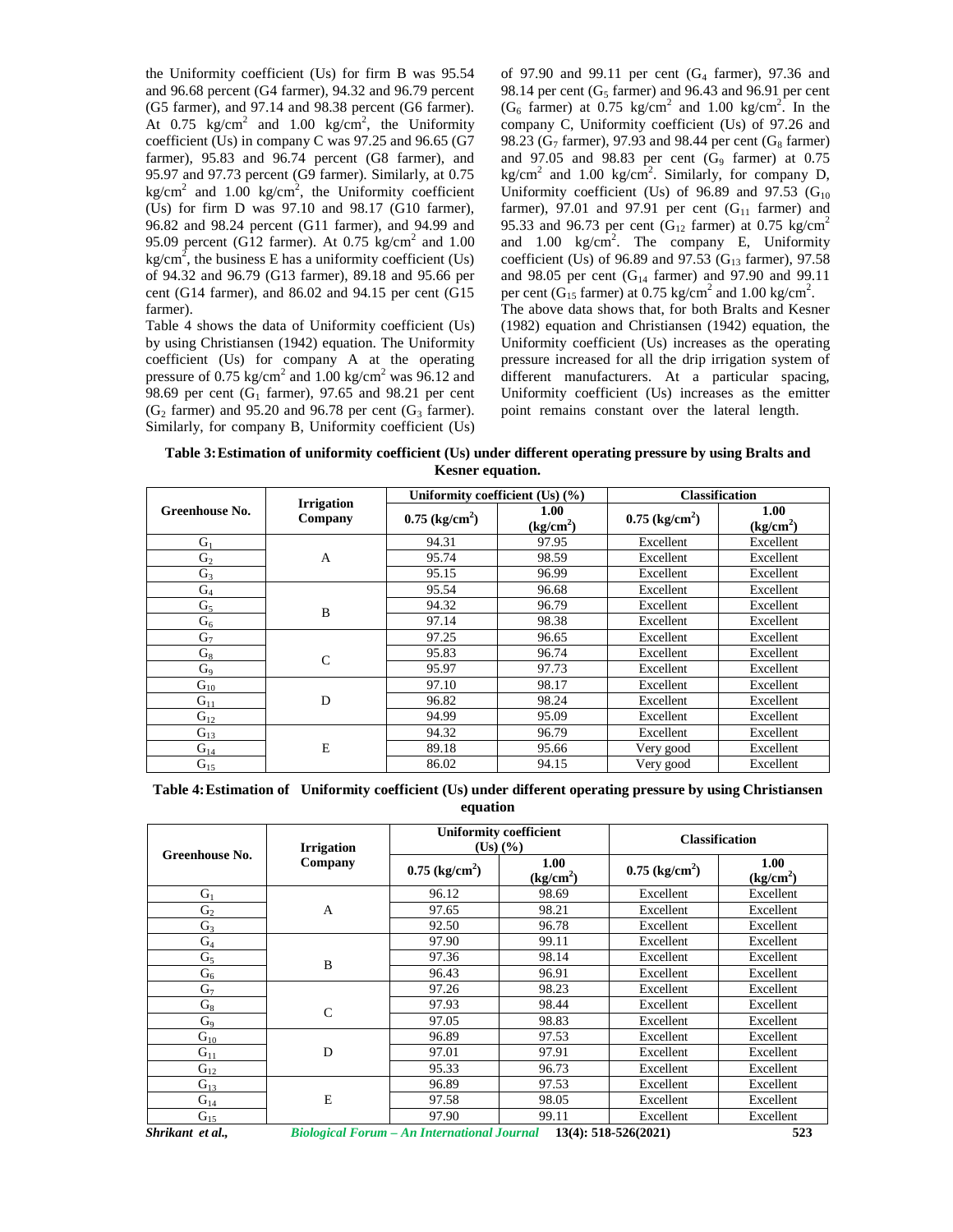the Uniformity coefficient (Us) for firm B was 95.54 and 96.68 percent (G4 farmer), 94.32 and 96.79 percent (G5 farmer), and 97.14 and 98.38 percent (G6 farmer). At 0.75 $kg/cm^2$ and 1.00 $kg/cm^2$, the Uniformity coefficient (Us) in company C was 97.25 and 96.65 (G7 farmer), 95.83 and 96.74 percent (G8 farmer), and 95.97 and 97.73 percent (G9 farmer). Similarly, at 0.75 $kg/cm^2$ and 1.00 $kg/cm^2$, the Uniformity coefficient (Us) for firm D was 97.10 and 98.17 (G10 farmer), 96.82 and 98.24 percent (G11 farmer), and 94.99 and 95.09 percent (G12 farmer). At 0.75 $kg/cm^2$ and 1.00 $kg/cm^2$, the business E has a uniformity coefficient (Us) of 94.32 and 96.79 (G13 farmer), 89.18 and 95.66 per cent (G14 farmer), and 86.02 and 94.15 per cent (G15 farmer).

Table 4 shows the data of Uniformity coefficient (Us) by using Christiansen (1942) equation. The Uniformity coefficient (Us) for company A at the operating pressure of 0.75 $kg/cm^2$ and 1.00 $kg/cm^2$ was 96.12 and 98.69 per cent ($G_1$ farmer), 97.65 and 98.21 per cent ($G_2$ farmer) and 95.20 and 96.78 per cent ($G_3$ farmer). Similarly, for company B, Uniformity coefficient (Us) of 97.90 and 99.11 per cent ($G_4$ farmer), 97.36 and 98.14 per cent ($G_5$ farmer) and 96.43 and 96.91 per cent ($G_6$ farmer) at 0.75 $kg/cm^2$ and 1.00 $kg/cm^2$. In the company C, Uniformity coefficient (Us) of 97.26 and 98.23 ($G_7$ farmer), 97.93 and 98.44 per cent ($G_8$ farmer) and 97.05 and 98.83 per cent ($G_9$ farmer) at 0.75 $kg/cm^2$ and 1.00 $kg/cm^2$. Similarly, for company D, Uniformity coefficient (Us) of 96.89 and 97.53 ($G_{10}$ farmer), 97.01 and 97.91 per cent ($G_{11}$ farmer) and 95.33 and 96.73 per cent ($G_{12}$ farmer) at 0.75 $kg/cm^2$ and 1.00 $kg/cm^2$. The company E, Uniformity coefficient (Us) of 96.89 and 97.53 ($G_{13}$ farmer), 97.58 and 98.05 per cent ($G_{14}$ farmer) and 97.90 and 99.11 per cent ($G_{15}$ farmer) at 0.75 $kg/cm^2$ and 1.00 $kg/cm^2$.

The above data shows that, for both Bralts and Kesner (1982) equation and Christiansen (1942) equation, the Uniformity coefficient (Us) increases as the operating pressure increased for all the drip irrigation system of different manufacturers. At a particular spacing, Uniformity coefficient (Us) increases as the emitter point remains constant over the lateral length.

**Table 3: Estimation of uniformity coefficient (Us) under different operating pressure by using Bralts and Kesner equation.**

| Greenhouse No. | Irrigation Company | Uniformity coefficient (Us) (%) | | Classification | |
|---|---|---|---|---|---|
| | | 0.75 ($kg/cm^2$) | 1.00 ($kg/cm^2$) | 0.75 ($kg/cm^2$) | 1.00 ($kg/cm^2$) |
| $G_1$ | A | 94.31 | 97.95 | Excellent | Excellent |
| $G_2$ | | 95.74 | 98.59 | Excellent | Excellent |
| $G_3$ | | 95.15 | 96.99 | Excellent | Excellent |
| $G_4$ | B | 95.54 | 96.68 | Excellent | Excellent |
| $G_5$ | | 94.32 | 96.79 | Excellent | Excellent |
| $G_6$ | | 97.14 | 98.38 | Excellent | Excellent |
| $G_7$ | C | 97.25 | 96.65 | Excellent | Excellent |
| $G_8$ | | 95.83 | 96.74 | Excellent | Excellent |
| $G_9$ | | 95.97 | 97.73 | Excellent | Excellent |
| $G_{10}$ | D | 97.10 | 98.17 | Excellent | Excellent |
| $G_{11}$ | | 96.82 | 98.24 | Excellent | Excellent |
| $G_{12}$ | | 94.99 | 95.09 | Excellent | Excellent |
| $G_{13}$ | E | 94.32 | 96.79 | Excellent | Excellent |
| $G_{14}$ | | 89.18 | 95.66 | Very good | Excellent |
| $G_{15}$ | | 86.02 | 94.15 | Very good | Excellent |

**Table 4: Estimation of Uniformity coefficient (Us) under different operating pressure by using Christiansen equation**

| Greenhouse No. | Irrigation Company | Uniformity coefficient (Us) (%) | | Classification | |
|---|---|---|---|---|---|
| | | 0.75 ($kg/cm^2$) | 1.00 ($kg/cm^2$) | 0.75 ($kg/cm^2$) | 1.00 ($kg/cm^2$) |
| $G_1$ | A | 96.12 | 98.69 | Excellent | Excellent |
| $G_2$ | | 97.65 | 98.21 | Excellent | Excellent |
| $G_3$ | | 92.50 | 96.78 | Excellent | Excellent |
| $G_4$ | B | 97.90 | 99.11 | Excellent | Excellent |
| $G_5$ | | 97.36 | 98.14 | Excellent | Excellent |
| $G_6$ | | 96.43 | 96.91 | Excellent | Excellent |
| $G_7$ | C | 97.26 | 98.23 | Excellent | Excellent |
| $G_8$ | | 97.93 | 98.44 | Excellent | Excellent |
| $G_9$ | | 97.05 | 98.83 | Excellent | Excellent |
| $G_{10}$ | D | 96.89 | 97.53 | Excellent | Excellent |
| $G_{11}$ | | 97.01 | 97.91 | Excellent | Excellent |
| $G_{12}$ | | 95.33 | 96.73 | Excellent | Excellent |
| $G_{13}$ | E | 96.89 | 97.53 | Excellent | Excellent |
| $G_{14}$ | | 97.58 | 98.05 | Excellent | Excellent |
| $G_{15}$ | | 97.90 | 99.11 | Excellent | Excellent |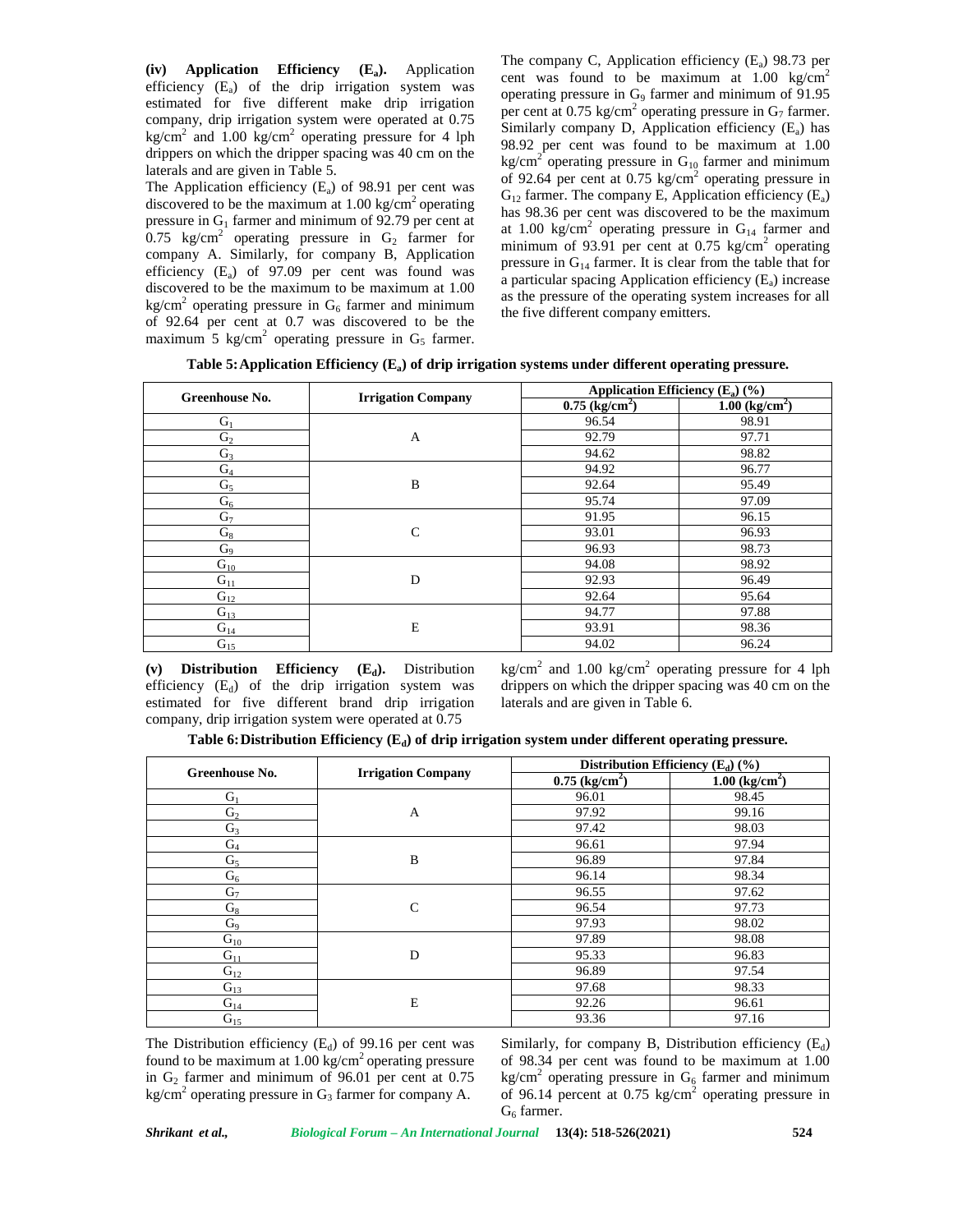**(iv) Application Efficiency ($E_a$).** Application efficiency ($E_a$) of the drip irrigation system was estimated for five different make drip irrigation company, drip irrigation system were operated at 0.75 kg/cm$^2$ and 1.00 kg/cm$^2$ operating pressure for 4 lph drippers on which the dripper spacing was 40 cm on the laterals and are given in Table 5.

The Application efficiency ($E_a$) of 98.91 per cent was discovered to be the maximum at 1.00 kg/cm$^2$ operating pressure in $G_1$ farmer and minimum of 92.79 per cent at 0.75 kg/cm$^2$ operating pressure in $G_2$ farmer for company A. Similarly, for company B, Application efficiency ($E_a$) of 97.09 per cent was found was discovered to be the maximum to be maximum at 1.00 kg/cm$^2$ operating pressure in $G_6$ farmer and minimum of 92.64 per cent at 0.7 was discovered to be the maximum 5 kg/cm$^2$ operating pressure in $G_5$ farmer.

The company C, Application efficiency ($E_a$) 98.73 per cent was found to be maximum at 1.00 kg/cm$^2$ operating pressure in $G_9$ farmer and minimum of 91.95 per cent at 0.75 kg/cm$^2$ operating pressure in $G_7$ farmer. Similarly company D, Application efficiency ($E_a$) has 98.92 per cent was found to be maximum at 1.00 kg/cm$^2$ operating pressure in $G_{10}$ farmer and minimum of 92.64 per cent at 0.75 kg/cm$^2$ operating pressure in $G_{12}$ farmer. The company E, Application efficiency ($E_a$) has 98.36 per cent was discovered to be the maximum at 1.00 kg/cm$^2$ operating pressure in $G_{14}$ farmer and minimum of 93.91 per cent at 0.75 kg/cm$^2$ operating pressure in $G_{14}$ farmer. It is clear from the table that for a particular spacing Application efficiency ($E_a$) increase as the pressure of the operating system increases for all the five different company emitters.

**Table 5: Application Efficiency ($E_a$) of drip irrigation systems under different operating pressure.**

| Greenhouse No. | Irrigation Company | Application Efficiency ($E_a$) (%) | |
|---|---|---|---|
| | | **0.75 (kg/cm$^2$)** | **1.00 (kg/cm$^2$)** |
| $G_1$ | A | 96.54 | 98.91 |
| $G_2$ | | 92.79 | 97.71 |
| $G_3$ | | 94.62 | 98.82 |
| $G_4$ | B | 94.92 | 96.77 |
| $G_5$ | | 92.64 | 95.49 |
| $G_6$ | | 95.74 | 97.09 |
| $G_7$ | C | 91.95 | 96.15 |
| $G_8$ | | 93.01 | 96.93 |
| $G_9$ | | 96.93 | 98.73 |
| $G_{10}$ | D | 94.08 | 98.92 |
| $G_{11}$ | | 92.93 | 96.49 |
| $G_{12}$ | | 92.64 | 95.64 |
| $G_{13}$ | E | 94.77 | 97.88 |
| $G_{14}$ | | 93.91 | 98.36 |
| $G_{15}$ | | 94.02 | 96.24 |

**(v) Distribution Efficiency ($E_d$).** Distribution efficiency ($E_d$) of the drip irrigation system was estimated for five different brand drip irrigation company, drip irrigation system were operated at 0.75 kg/cm$^2$ and 1.00 kg/cm$^2$ operating pressure for 4 lph drippers on which the dripper spacing was 40 cm on the laterals and are given in Table 6.

**Table 6: Distribution Efficiency ($E_d$) of drip irrigation system under different operating pressure.**

| Greenhouse No. | Irrigation Company | Distribution Efficiency ($E_d$) (%) | |
|---|---|---|---|
| | | **0.75 (kg/cm$^2$)** | **1.00 (kg/cm$^2$)** |
| $G_1$ | A | 96.01 | 98.45 |
| $G_2$ | | 97.92 | 99.16 |
| $G_3$ | | 97.42 | 98.03 |
| $G_4$ | B | 96.61 | 97.94 |
| $G_5$ | | 96.89 | 97.84 |
| $G_6$ | | 96.14 | 98.34 |
| $G_7$ | C | 96.55 | 97.62 |
| $G_8$ | | 96.54 | 97.73 |
| $G_9$ | | 97.93 | 98.02 |
| $G_{10}$ | D | 97.89 | 98.08 |
| $G_{11}$ | | 95.33 | 96.83 |
| $G_{12}$ | | 96.89 | 97.54 |
| $G_{13}$ | E | 97.68 | 98.33 |
| $G_{14}$ | | 92.26 | 96.61 |
| $G_{15}$ | | 93.36 | 97.16 |

The Distribution efficiency ($E_d$) of 99.16 per cent was found to be maximum at 1.00 kg/cm$^2$ operating pressure in $G_2$ farmer and minimum of 96.01 per cent at 0.75 kg/cm$^2$ operating pressure in $G_3$ farmer for company A.

Similarly, for company B, Distribution efficiency ($E_d$) of 98.34 per cent was found to be maximum at 1.00 kg/cm$^2$ operating pressure in $G_6$ farmer and minimum of 96.14 percent at 0.75 kg/cm$^2$ operating pressure in $G_6$ farmer.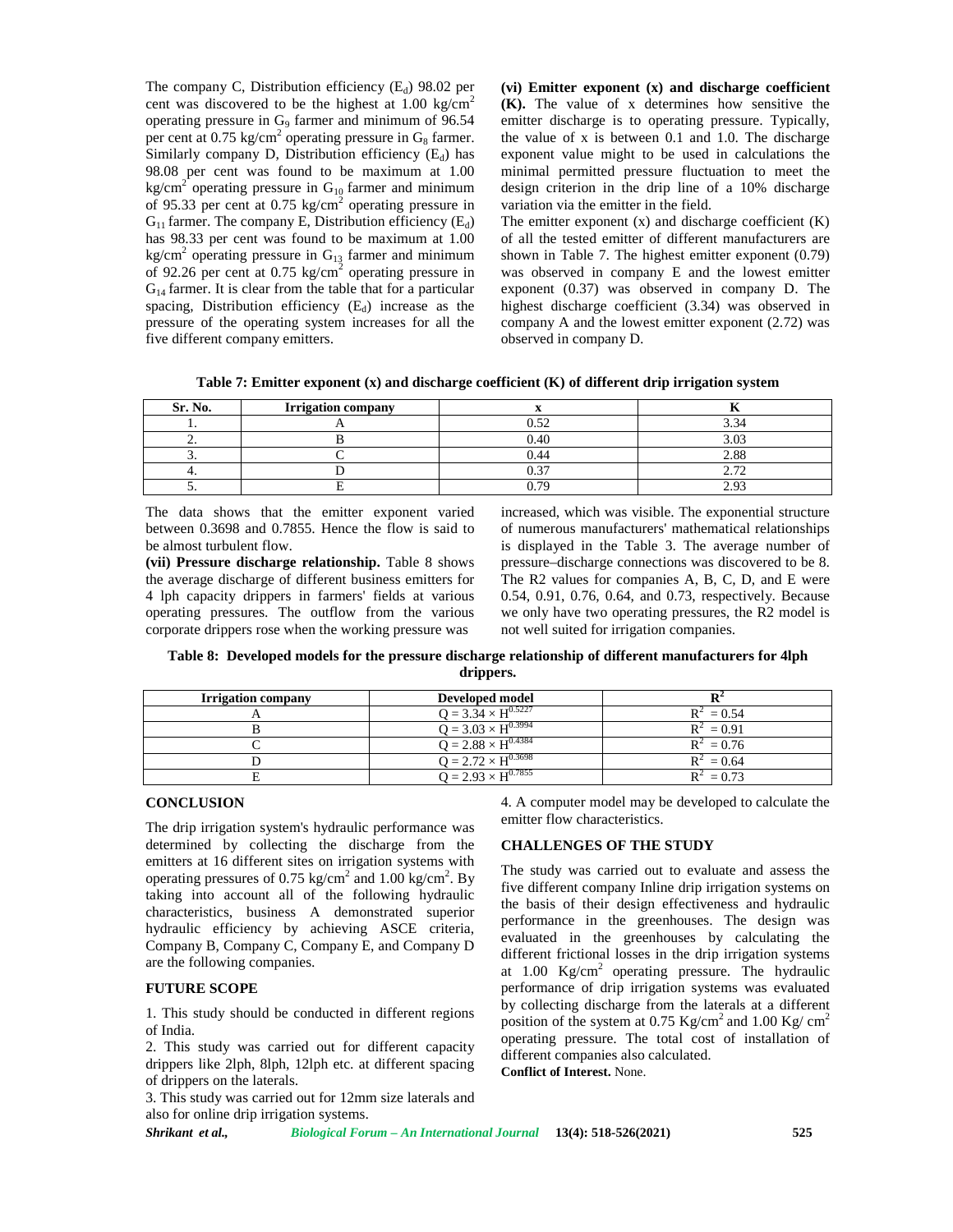The company C, Distribution efficiency ($E_d$) 98.02 per cent was discovered to be the highest at 1.00 kg/cm$^2$ operating pressure in $G_9$ farmer and minimum of 96.54 per cent at 0.75 kg/cm$^2$ operating pressure in $G_8$ farmer. Similarly company D, Distribution efficiency ($E_d$) has 98.08 per cent was found to be maximum at 1.00 kg/cm$^2$ operating pressure in $G_{10}$ farmer and minimum of 95.33 per cent at 0.75 kg/cm$^2$ operating pressure in $G_{11}$ farmer. The company E, Distribution efficiency ($E_d$) has 98.33 per cent was found to be maximum at 1.00 kg/cm$^2$ operating pressure in $G_{13}$ farmer and minimum of 92.26 per cent at 0.75 kg/cm$^2$ operating pressure in $G_{14}$ farmer. It is clear from the table that for a particular spacing, Distribution efficiency ($E_d$) increase as the pressure of the operating system increases for all the five different company emitters.

**(vi) Emitter exponent (x) and discharge coefficient (K).** The value of x determines how sensitive the emitter discharge is to operating pressure. Typically, the value of x is between 0.1 and 1.0. The discharge exponent value might to be used in calculations the minimal permitted pressure fluctuation to meet the design criterion in the drip line of a 10% discharge variation via the emitter in the field.

The emitter exponent (x) and discharge coefficient (K) of all the tested emitter of different manufacturers are shown in Table 7. The highest emitter exponent (0.79) was observed in company E and the lowest emitter exponent (0.37) was observed in company D. The highest discharge coefficient (3.34) was observed in company A and the lowest emitter exponent (2.72) was observed in company D.

**Table 7: Emitter exponent (x) and discharge coefficient (K) of different drip irrigation system**

| Sr. No. | Irrigation company | x | K |
|---|---|---|---|
| 1. | A | 0.52 | 3.34 |
| 2. | B | 0.40 | 3.03 |
| 3. | C | 0.44 | 2.88 |
| 4. | D | 0.37 | 2.72 |
| 5. | E | 0.79 | 2.93 |

The data shows that the emitter exponent varied between 0.3698 and 0.7855. Hence the flow is said to be almost turbulent flow.

**(vii) Pressure discharge relationship.** Table 8 shows the average discharge of different business emitters for 4 lph capacity drippers in farmers' fields at various operating pressures. The outflow from the various corporate drippers rose when the working pressure was increased, which was visible. The exponential structure of numerous manufacturers' mathematical relationships is displayed in the Table 3. The average number of pressure–discharge connections was discovered to be 8. The R2 values for companies A, B, C, D, and E were 0.54, 0.91, 0.76, 0.64, and 0.73, respectively. Because we only have two operating pressures, the R2 model is not well suited for irrigation companies.

**Table 8: Developed models for the pressure discharge relationship of different manufacturers for 4lph drippers.**

| Irrigation company | Developed model | $R^2$ |
|---|---|---|
| A | $Q = 3.34 \times H^{0.5227}$ | $R^2 = 0.54$ |
| B | $Q = 3.03 \times H^{0.3994}$ | $R^2 = 0.91$ |
| C | $Q = 2.88 \times H^{0.4384}$ | $R^2 = 0.76$ |
| D | $Q = 2.72 \times H^{0.3698}$ | $R^2 = 0.64$ |
| E | $Q = 2.93 \times H^{0.7855}$ | $R^2 = 0.73$ |

## CONCLUSION

The drip irrigation system's hydraulic performance was determined by collecting the discharge from the emitters at 16 different sites on irrigation systems with operating pressures of 0.75 kg/cm$^2$ and 1.00 kg/cm$^2$. By taking into account all of the following hydraulic characteristics, business A demonstrated superior hydraulic efficiency by achieving ASCE criteria, Company B, Company C, Company E, and Company D are the following companies.

## FUTURE SCOPE

1. This study should be conducted in different regions of India.
2. This study was carried out for different capacity drippers like 2lph, 8lph, 12lph etc. at different spacing of drippers on the laterals.
3. This study was carried out for 12mm size laterals and also for online drip irrigation systems.
4. A computer model may be developed to calculate the emitter flow characteristics.

## CHALLENGES OF THE STUDY

The study was carried out to evaluate and assess the five different company Inline drip irrigation systems on the basis of their design effectiveness and hydraulic performance in the greenhouses. The design was evaluated in the greenhouses by calculating the different frictional losses in the drip irrigation systems at 1.00 Kg/cm$^2$ operating pressure. The hydraulic performance of drip irrigation systems was evaluated by collecting discharge from the laterals at a different position of the system at 0.75 Kg/cm$^2$ and 1.00 Kg/ cm$^2$ operating pressure. The total cost of installation of different companies also calculated.

**Conflict of Interest.** None.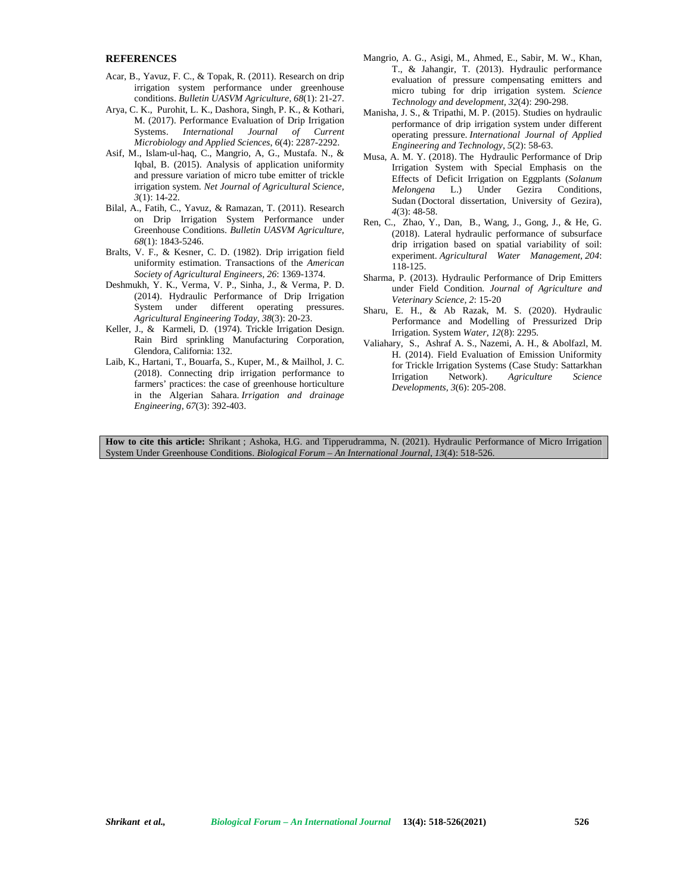## REFERENCES

Acar, B., Yavuz, F. C., & Topak, R. (2011). Research on drip irrigation system performance under greenhouse conditions. *Bulletin UASVM Agriculture, 68*(1): 21-27.

Arya, C. K., Purohit, L. K., Dashora, Singh, P. K., & Kothari, M. (2017). Performance Evaluation of Drip Irrigation Systems. *International Journal of Current Microbiology and Applied Sciences, 6*(4): 2287-2292.

Asif, M., Islam-ul-haq, C., Mangrio, A, G., Mustafa. N., & Iqbal, B. (2015). Analysis of application uniformity and pressure variation of micro tube emitter of trickle irrigation system. *Net Journal of Agricultural Science, 3*(1): 14-22.

Bilal, A., Fatih, C., Yavuz, & Ramazan, T. (2011). Research on Drip Irrigation System Performance under Greenhouse Conditions. *Bulletin UASVM Agriculture, 68*(1): 1843-5246.

Bralts, V. F., & Kesner, C. D. (1982). Drip irrigation field uniformity estimation. Transactions of the *American Society of Agricultural Engineers, 26*: 1369-1374.

Deshmukh, Y. K., Verma, V. P., Sinha, J., & Verma, P. D. (2014). Hydraulic Performance of Drip Irrigation System under different operating pressures. *Agricultural Engineering Today, 38*(3): 20-23.

Keller, J., & Karmeli, D. (1974). Trickle Irrigation Design. Rain Bird sprinkling Manufacturing Corporation, Glendora, California: 132.

Laib, K., Hartani, T., Bouarfa, S., Kuper, M., & Mailhol, J. C. (2018). Connecting drip irrigation performance to farmers' practices: the case of greenhouse horticulture in the Algerian Sahara. *Irrigation and drainage Engineering, 67*(3): 392-403.

Mangrio, A. G., Asigi, M., Ahmed, E., Sabir, M. W., Khan, T., & Jahangir, T. (2013). Hydraulic performance evaluation of pressure compensating emitters and micro tubing for drip irrigation system. *Science Technology and development, 32*(4): 290-298.

Manisha, J. S., & Tripathi, M. P. (2015). Studies on hydraulic performance of drip irrigation system under different operating pressure. *International Journal of Applied Engineering and Technology, 5*(2): 58-63.

Musa, A. M. Y. (2018). The Hydraulic Performance of Drip Irrigation System with Special Emphasis on the Effects of Deficit Irrigation on Eggplants (*Solanum Melongena* L.) Under Gezira Conditions, Sudan (Doctoral dissertation, University of Gezira), *4*(3): 48-58.

Ren, C., Zhao, Y., Dan, B., Wang, J., Gong, J., & He, G. (2018). Lateral hydraulic performance of subsurface drip irrigation based on spatial variability of soil: experiment. *Agricultural Water Management, 204*: 118-125.

Sharma, P. (2013). Hydraulic Performance of Drip Emitters under Field Condition. *Journal of Agriculture and Veterinary Science, 2*: 15-20

Sharu, E. H., & Ab Razak, M. S. (2020). Hydraulic Performance and Modelling of Pressurized Drip Irrigation. System *Water, 12*(8): 2295.

Valiahary, S., Ashraf A. S., Nazemi, A. H., & Abolfazl, M. H. (2014). Field Evaluation of Emission Uniformity for Trickle Irrigation Systems (Case Study: Sattarkhan Irrigation Network). *Agriculture Science Developments, 3*(6): 205-208.

**How to cite this article:** Shrikant ; Ashoka, H.G. and Tipperudramma, N. (2021). Hydraulic Performance of Micro Irrigation System Under Greenhouse Conditions. *Biological Forum – An International Journal, 13*(4): 518-526.